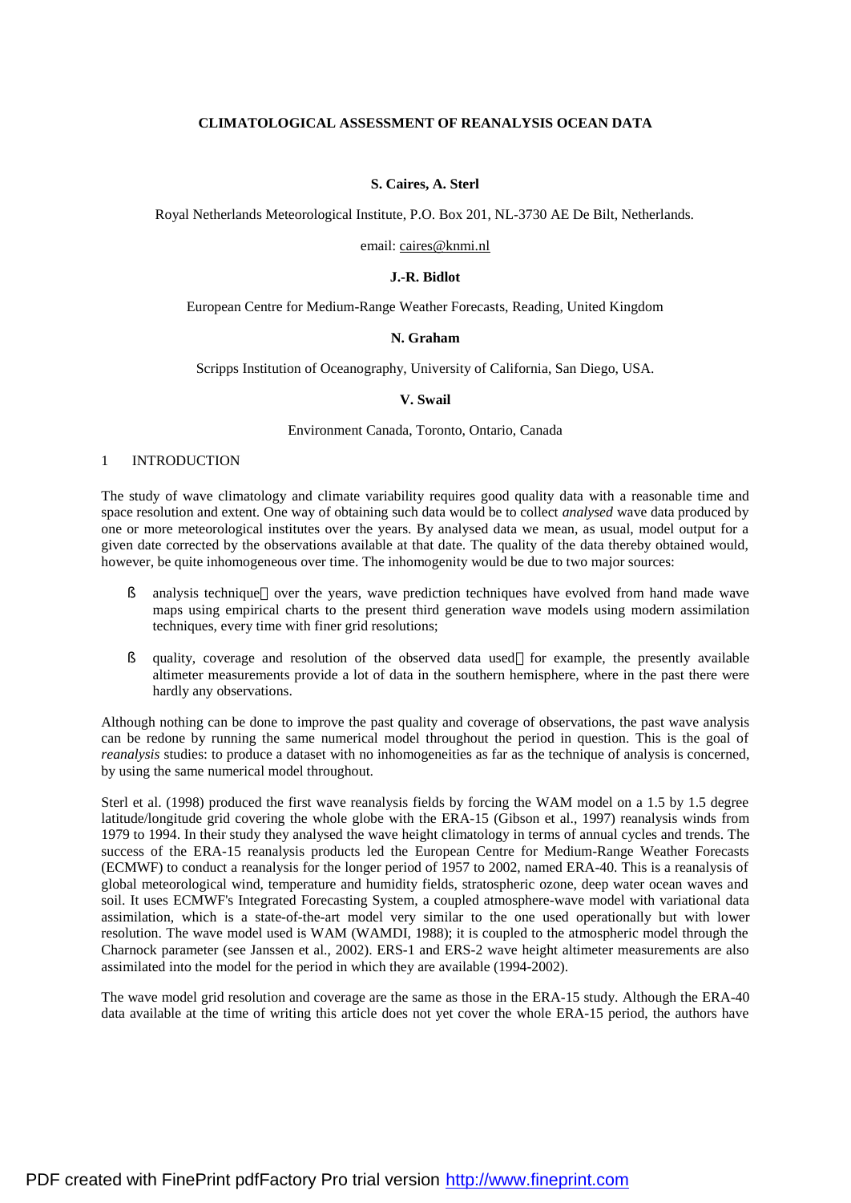# CLIMATOLOGICAL ASSESSMENT OF REANALYSIS OCEAN DATA

**S. Caires, A. Sterl**

Royal Netherlands Meteorological Institute, P.O. Box 201, NL-3730 AE De Bilt, Netherlands.

email: caires@knmi.nl

**J.-R. Bidlot**

European Centre for Medium-Range Weather Forecasts, Reading, United Kingdom

**N. Graham**

Scripps Institution of Oceanography, University of California, San Diego, USA.

**V. Swail**

Environment Canada, Toronto, Ontario, Canada

## 1 INTRODUCTION

The study of wave climatology and climate variability requires good quality data with a reasonable time and space resolution and extent. One way of obtaining such data would be to collect *analysed* wave data produced by one or more meteorological institutes over the years. By analysed data we mean, as usual, model output for a given date corrected by the observations available at that date. The quality of the data thereby obtained would, however, be quite inhomogeneous over time. The inhomogenity would be due to two major sources:

- analysis technique over the years, wave prediction techniques have evolved from hand made wave maps using empirical charts to the present third generation wave models using modern assimilation techniques, every time with finer grid resolutions;
- quality, coverage and resolution of the observed data used for example, the presently available altimeter measurements provide a lot of data in the southern hemisphere, where in the past there were hardly any observations.

Although nothing can be done to improve the past quality and coverage of observations, the past wave analysis can be redone by running the same numerical model throughout the period in question. This is the goal of *reanalysis* studies: to produce a dataset with no inhomogeneities as far as the technique of analysis is concerned, by using the same numerical model throughout.

Sterl et al. (1998) produced the first wave reanalysis fields by forcing the WAM model on a 1.5 by 1.5 degree latitude/longitude grid covering the whole globe with the ERA-15 (Gibson et al., 1997) reanalysis winds from 1979 to 1994. In their study they analysed the wave height climatology in terms of annual cycles and trends. The success of the ERA-15 reanalysis products led the European Centre for Medium-Range Weather Forecasts (ECMWF) to conduct a reanalysis for the longer period of 1957 to 2002, named ERA-40. This is a reanalysis of global meteorological wind, temperature and humidity fields, stratospheric ozone, deep water ocean waves and soil. It uses ECMWF's Integrated Forecasting System, a coupled atmosphere-wave model with variational data assimilation, which is a state-of-the-art model very similar to the one used operationally but with lower resolution. The wave model used is WAM (WAMDI, 1988); it is coupled to the atmospheric model through the Charnock parameter (see Janssen et al., 2002). ERS-1 and ERS-2 wave height altimeter measurements are also assimilated into the model for the period in which they are available (1994-2002).

The wave model grid resolution and coverage are the same as those in the ERA-15 study. Although the ERA-40 data available at the time of writing this article does not yet cover the whole ERA-15 period, the authors have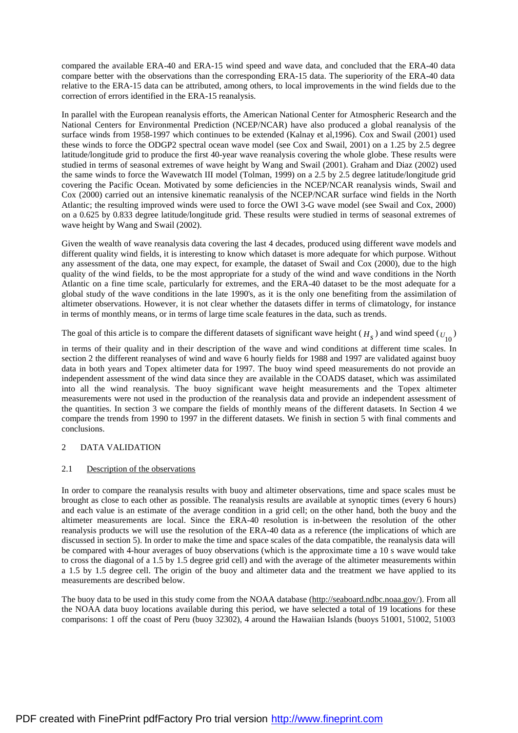compared the available ERA-40 and ERA-15 wind speed and wave data, and concluded that the ERA-40 data compare better with the observations than the corresponding ERA-15 data. The superiority of the ERA-40 data relative to the ERA-15 data can be attributed, among others, to local improvements in the wind fields due to the correction of errors identified in the ERA-15 reanalysis.

In parallel with the European reanalysis efforts, the American National Center for Atmospheric Research and the National Centers for Environmental Prediction (NCEP/NCAR) have also produced a global reanalysis of the surface winds from 1958-1997 which continues to be extended (Kalnay et al,1996). Cox and Swail (2001) used these winds to force the ODGP2 spectral ocean wave model (see Cox and Swail, 2001) on a 1.25 by 2.5 degree latitude/longitude grid to produce the first 40-year wave reanalysis covering the whole globe. These results were studied in terms of seasonal extremes of wave height by Wang and Swail (2001). Graham and Diaz (2002) used the same winds to force the Wavewatch III model (Tolman, 1999) on a 2.5 by 2.5 degree latitude/longitude grid covering the Pacific Ocean. Motivated by some deficiencies in the NCEP/NCAR reanalysis winds, Swail and Cox (2000) carried out an intensive kinematic reanalysis of the NCEP/NCAR surface wind fields in the North Atlantic; the resulting improved winds were used to force the OWI 3-G wave model (see Swail and Cox, 2000) on a 0.625 by 0.833 degree latitude/longitude grid. These results were studied in terms of seasonal extremes of wave height by Wang and Swail (2002).

Given the wealth of wave reanalysis data covering the last 4 decades, produced using different wave models and different quality wind fields, it is interesting to know which dataset is more adequate for which purpose. Without any assessment of the data, one may expect, for example, the dataset of Swail and Cox (2000), due to the high quality of the wind fields, to be the most appropriate for a study of the wind and wave conditions in the North Atlantic on a fine time scale, particularly for extremes, and the ERA-40 dataset to be the most adequate for a global study of the wave conditions in the late 1990's, as it is the only one benefiting from the assimilation of altimeter observations. However, it is not clear whether the datasets differ in terms of climatology, for instance in terms of monthly means, or in terms of large time scale features in the data, such as trends.

The goal of this article is to compare the different datasets of significant wave height ($H_s$) and wind speed ($U_{10}$) in terms of their quality and in their description of the wave and wind conditions at different time scales. In section 2 the different reanalyses of wind and wave 6 hourly fields for 1988 and 1997 are validated against buoy data in both years and Topex altimeter data for 1997. The buoy wind speed measurements do not provide an independent assessment of the wind data since they are available in the COADS dataset, which was assimilated into all the wind reanalysis. The buoy significant wave height measurements and the Topex altimeter measurements were not used in the production of the reanalysis data and provide an independent assessment of the quantities. In section 3 we compare the fields of monthly means of the different datasets. In Section 4 we compare the trends from 1990 to 1997 in the different datasets. We finish in section 5 with final comments and conclusions.

## 2 DATA VALIDATION

### 2.1 Description of the observations

In order to compare the reanalysis results with buoy and altimeter observations, time and space scales must be brought as close to each other as possible. The reanalysis results are available at synoptic times (every 6 hours) and each value is an estimate of the average condition in a grid cell; on the other hand, both the buoy and the altimeter measurements are local. Since the ERA-40 resolution is in-between the resolution of the other reanalysis products we will use the resolution of the ERA-40 data as a reference (the implications of which are discussed in section 5). In order to make the time and space scales of the data compatible, the reanalysis data will be compared with 4-hour averages of buoy observations (which is the approximate time a 10 s wave would take to cross the diagonal of a 1.5 by 1.5 degree grid cell) and with the average of the altimeter measurements within a 1.5 by 1.5 degree cell. The origin of the buoy and altimeter data and the treatment we have applied to its measurements are described below.

The buoy data to be used in this study come from the NOAA database (http://seaboard.ndbc.noaa.gov/). From all the NOAA data buoy locations available during this period, we have selected a total of 19 locations for these comparisons: 1 off the coast of Peru (buoy 32302), 4 around the Hawaiian Islands (buoys 51001, 51002, 51003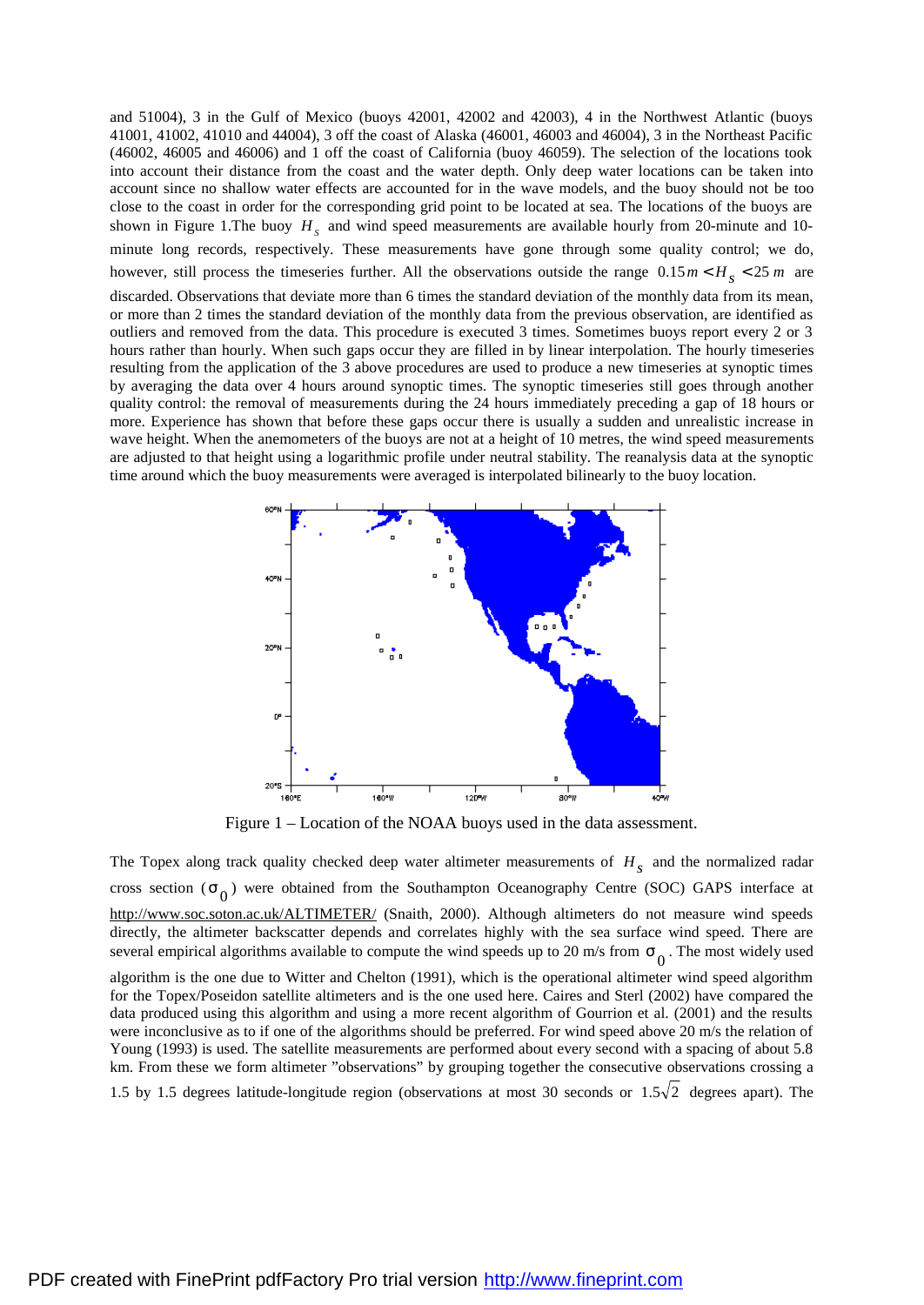and 51004), 3 in the Gulf of Mexico (buoys 42001, 42002 and 42003), 4 in the Northwest Atlantic (buoys 41001, 41002, 41010 and 44004), 3 off the coast of Alaska (46001, 46003 and 46004), 3 in the Northeast Pacific (46002, 46005 and 46006) and 1 off the coast of California (buoy 46059). The selection of the locations took into account their distance from the coast and the water depth. Only deep water locations can be taken into account since no shallow water effects are accounted for in the wave models, and the buoy should not be too close to the coast in order for the corresponding grid point to be located at sea. The locations of the buoys are shown in Figure 1.The buoy $H_s$ and wind speed measurements are available hourly from 20-minute and 10-minute long records, respectively. These measurements have gone through some quality control; we do, however, still process the timeseries further. All the observations outside the range $0.15\,m < H_S < 25\,m$ are discarded. Observations that deviate more than 6 times the standard deviation of the monthly data from its mean, or more than 2 times the standard deviation of the monthly data from the previous observation, are identified as outliers and removed from the data. This procedure is executed 3 times. Sometimes buoys report every 2 or 3 hours rather than hourly. When such gaps occur they are filled in by linear interpolation. The hourly timeseries resulting from the application of the 3 above procedures are used to produce a new timeseries at synoptic times by averaging the data over 4 hours around synoptic times. The synoptic timeseries still goes through another quality control: the removal of measurements during the 24 hours immediately preceding a gap of 18 hours or more. Experience has shown that before these gaps occur there is usually a sudden and unrealistic increase in wave height. When the anemometers of the buoys are not at a height of 10 metres, the wind speed measurements are adjusted to that height using a logarithmic profile under neutral stability. The reanalysis data at the synoptic time around which the buoy measurements were averaged is interpolated bilinearly to the buoy location.

Figure 1 – Location of the NOAA buoys used in the data assessment.

The Topex along track quality checked deep water altimeter measurements of $H_S$ and the normalized radar cross section ($\sigma_0$) were obtained from the Southampton Oceanography Centre (SOC) GAPS interface at http://www.soc.soton.ac.uk/ALTIMETER/ (Snaith, 2000). Although altimeters do not measure wind speeds directly, the altimeter backscatter depends and correlates highly with the sea surface wind speed. There are several empirical algorithms available to compute the wind speeds up to 20 m/s from $\sigma_0$. The most widely used algorithm is the one due to Witter and Chelton (1991), which is the operational altimeter wind speed algorithm for the Topex/Poseidon satellite altimeters and is the one used here. Caires and Sterl (2002) have compared the data produced using this algorithm and using a more recent algorithm of Gourrion et al. (2001) and the results were inconclusive as to if one of the algorithms should be preferred. For wind speed above 20 m/s the relation of Young (1993) is used. The satellite measurements are performed about every second with a spacing of about 5.8 km. From these we form altimeter "observations" by grouping together the consecutive observations crossing a 1.5 by 1.5 degrees latitude-longitude region (observations at most 30 seconds or $1.5\sqrt{2}$ degrees apart). The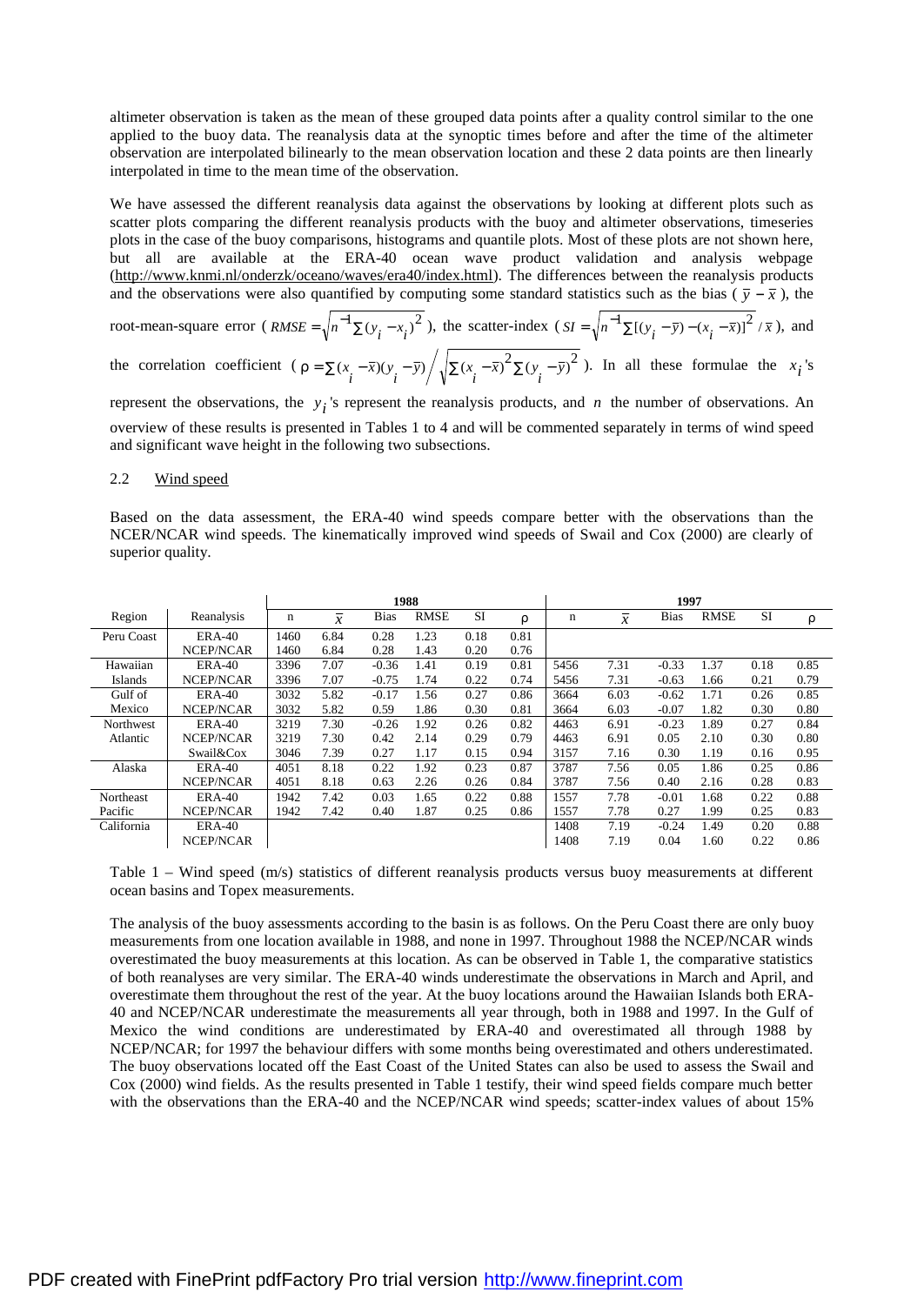altimeter observation is taken as the mean of these grouped data points after a quality control similar to the one applied to the buoy data. The reanalysis data at the synoptic times before and after the time of the altimeter observation are interpolated bilinearly to the mean observation location and these 2 data points are then linearly interpolated in time to the mean time of the observation.

We have assessed the different reanalysis data against the observations by looking at different plots such as scatter plots comparing the different reanalysis products with the buoy and altimeter observations, timeseries plots in the case of the buoy comparisons, histograms and quantile plots. Most of these plots are not shown here, but all are available at the ERA-40 ocean wave product validation and analysis webpage (http://www.knmi.nl/onderzk/oceano/waves/era40/index.html). The differences between the reanalysis products and the observations were also quantified by computing some standard statistics such as the bias ( $\bar{y} - \bar{x}$ ), the root-mean-square error ( $RMSE = \sqrt{n^{-1}\sum (y_i - x_i)^2}$ ), the scatter-index ( $SI = \sqrt{n^{-1}\sum [(y_i - \bar{y}) - (x_i - \bar{x})]^2} / \bar{x}$ ), and the correlation coefficient ( $\rho = \sum (x_i - \bar{x})(y_i - \bar{y}) \Big/ \sqrt{\sum (x_i - \bar{x})^2 \sum (y_i - \bar{y})^2}$ ). In all these formulae the $x_i$'s represent the observations, the $y_i$'s represent the reanalysis products, and $n$ the number of observations. An overview of these results is presented in Tables 1 to 4 and will be commented separately in terms of wind speed and significant wave height in the following two subsections.

## 2.2 Wind speed

Based on the data assessment, the ERA-40 wind speeds compare better with the observations than the NCER/NCAR wind speeds. The kinematically improved wind speeds of Swail and Cox (2000) are clearly of superior quality.

| | | 1988 | | | | | | 1997 | | | | | |
|---|---|---|---|---|---|---|---|---|---|---|---|---|---|
| Region | Reanalysis | n | $\bar{x}$ | Bias | RMSE | SI | ρ | n | $\bar{x}$ | Bias | RMSE | SI | ρ |
| Peru Coast | ERA-40 | 1460 | 6.84 | 0.28 | 1.23 | 0.18 | 0.81 | | | | | | |
| | NCEP/NCAR | 1460 | 6.84 | 0.28 | 1.43 | 0.20 | 0.76 | | | | | | |
| Hawaiian Islands | ERA-40 | 3396 | 7.07 | -0.36 | 1.41 | 0.19 | 0.81 | 5456 | 7.31 | -0.33 | 1.37 | 0.18 | 0.85 |
| | NCEP/NCAR | 3396 | 7.07 | -0.75 | 1.74 | 0.22 | 0.74 | 5456 | 7.31 | -0.63 | 1.66 | 0.21 | 0.79 |
| Gulf of Mexico | ERA-40 | 3032 | 5.82 | -0.17 | 1.56 | 0.27 | 0.86 | 3664 | 6.03 | -0.62 | 1.71 | 0.26 | 0.85 |
| | NCEP/NCAR | 3032 | 5.82 | 0.59 | 1.86 | 0.30 | 0.81 | 3664 | 6.03 | -0.07 | 1.82 | 0.30 | 0.80 |
| Northwest Atlantic | ERA-40 | 3219 | 7.30 | -0.26 | 1.92 | 0.26 | 0.82 | 4463 | 6.91 | -0.23 | 1.89 | 0.27 | 0.84 |
| | NCEP/NCAR | 3219 | 7.30 | 0.42 | 2.14 | 0.29 | 0.79 | 4463 | 6.91 | 0.05 | 2.10 | 0.30 | 0.80 |
| | Swail&Cox | 3046 | 7.39 | 0.27 | 1.17 | 0.15 | 0.94 | 3157 | 7.16 | 0.30 | 1.19 | 0.16 | 0.95 |
| Alaska | ERA-40 | 4051 | 8.18 | 0.22 | 1.92 | 0.23 | 0.87 | 3787 | 7.56 | 0.05 | 1.86 | 0.25 | 0.86 |
| | NCEP/NCAR | 4051 | 8.18 | 0.63 | 2.26 | 0.26 | 0.84 | 3787 | 7.56 | 0.40 | 2.16 | 0.28 | 0.83 |
| Northeast Pacific | ERA-40 | 1942 | 7.42 | 0.03 | 1.65 | 0.22 | 0.88 | 1557 | 7.78 | -0.01 | 1.68 | 0.22 | 0.88 |
| | NCEP/NCAR | 1942 | 7.42 | 0.40 | 1.87 | 0.25 | 0.86 | 1557 | 7.78 | 0.27 | 1.99 | 0.25 | 0.83 |
| California | ERA-40 | | | | | | | 1408 | 7.19 | -0.24 | 1.49 | 0.20 | 0.88 |
| | NCEP/NCAR | | | | | | | 1408 | 7.19 | 0.04 | 1.60 | 0.22 | 0.86 |

Table 1 – Wind speed (m/s) statistics of different reanalysis products versus buoy measurements at different ocean basins and Topex measurements.

The analysis of the buoy assessments according to the basin is as follows. On the Peru Coast there are only buoy measurements from one location available in 1988, and none in 1997. Throughout 1988 the NCEP/NCAR winds overestimated the buoy measurements at this location. As can be observed in Table 1, the comparative statistics of both reanalyses are very similar. The ERA-40 winds underestimate the observations in March and April, and overestimate them throughout the rest of the year. At the buoy locations around the Hawaiian Islands both ERA-40 and NCEP/NCAR underestimate the measurements all year through, both in 1988 and 1997. In the Gulf of Mexico the wind conditions are underestimated by ERA-40 and overestimated all through 1988 by NCEP/NCAR; for 1997 the behaviour differs with some months being overestimated and others underestimated. The buoy observations located off the East Coast of the United States can also be used to assess the Swail and Cox (2000) wind fields. As the results presented in Table 1 testify, their wind speed fields compare much better with the observations than the ERA-40 and the NCEP/NCAR wind speeds; scatter-index values of about 15%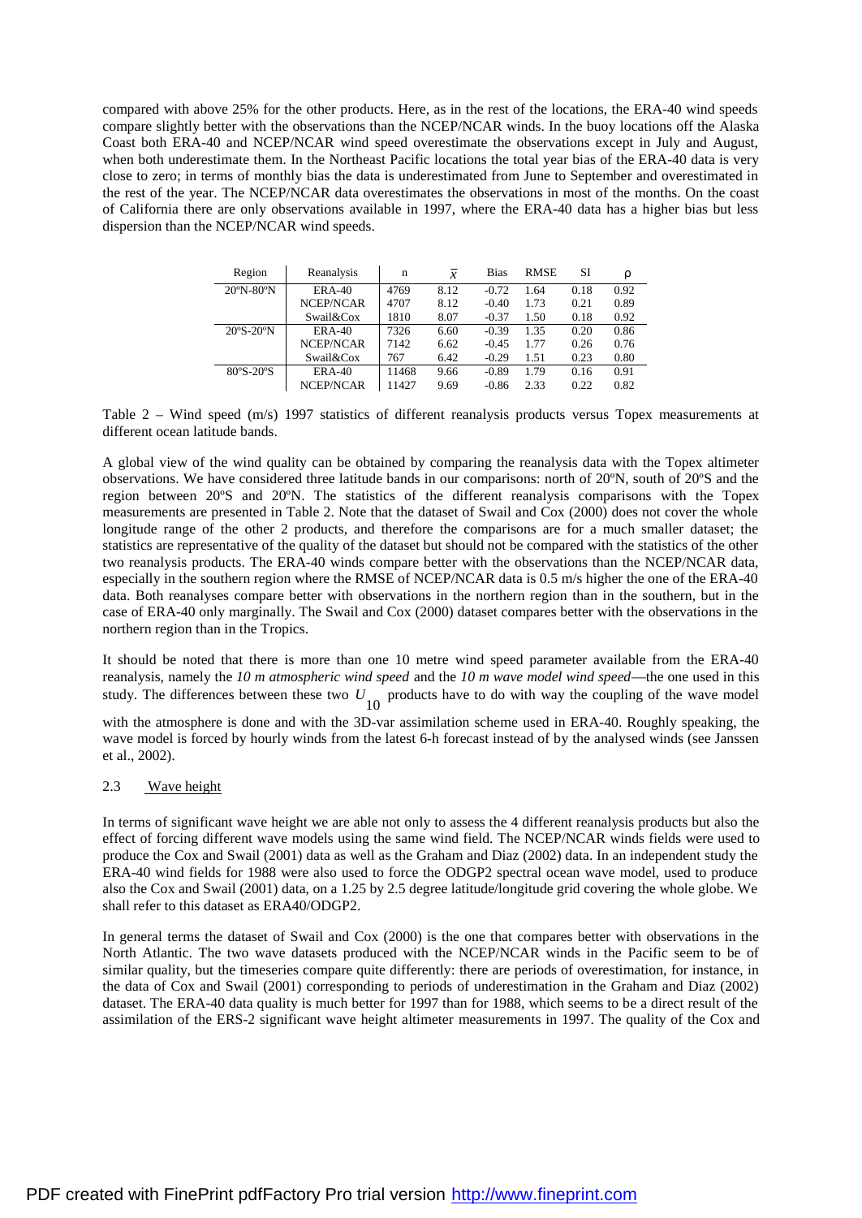compared with above 25% for the other products. Here, as in the rest of the locations, the ERA-40 wind speeds compare slightly better with the observations than the NCEP/NCAR winds. In the buoy locations off the Alaska Coast both ERA-40 and NCEP/NCAR wind speed overestimate the observations except in July and August, when both underestimate them. In the Northeast Pacific locations the total year bias of the ERA-40 data is very close to zero; in terms of monthly bias the data is underestimated from June to September and overestimated in the rest of the year. The NCEP/NCAR data overestimates the observations in most of the months. On the coast of California there are only observations available in 1997, where the ERA-40 data has a higher bias but less dispersion than the NCEP/NCAR wind speeds.

| Region | Reanalysis | n | $\bar{x}$ | Bias | RMSE | SI | ρ |
|---|---|---|---|---|---|---|---|
| 20ºN-80ºN | ERA-40 | 4769 | 8.12 | -0.72 | 1.64 | 0.18 | 0.92 |
| | NCEP/NCAR | 4707 | 8.12 | -0.40 | 1.73 | 0.21 | 0.89 |
| | Swail&Cox | 1810 | 8.07 | -0.37 | 1.50 | 0.18 | 0.92 |
| 20ºS-20ºN | ERA-40 | 7326 | 6.60 | -0.39 | 1.35 | 0.20 | 0.86 |
| | NCEP/NCAR | 7142 | 6.62 | -0.45 | 1.77 | 0.26 | 0.76 |
| | Swail&Cox | 767 | 6.42 | -0.29 | 1.51 | 0.23 | 0.80 |
| 80ºS-20ºS | ERA-40 | 11468 | 9.66 | -0.89 | 1.79 | 0.16 | 0.91 |
| | NCEP/NCAR | 11427 | 9.69 | -0.86 | 2.33 | 0.22 | 0.82 |

Table 2 – Wind speed (m/s) 1997 statistics of different reanalysis products versus Topex measurements at different ocean latitude bands.

A global view of the wind quality can be obtained by comparing the reanalysis data with the Topex altimeter observations. We have considered three latitude bands in our comparisons: north of 20ºN, south of 20ºS and the region between 20ºS and 20ºN. The statistics of the different reanalysis comparisons with the Topex measurements are presented in Table 2. Note that the dataset of Swail and Cox (2000) does not cover the whole longitude range of the other 2 products, and therefore the comparisons are for a much smaller dataset; the statistics are representative of the quality of the dataset but should not be compared with the statistics of the other two reanalysis products. The ERA-40 winds compare better with the observations than the NCEP/NCAR data, especially in the southern region where the RMSE of NCEP/NCAR data is 0.5 m/s higher the one of the ERA-40 data. Both reanalyses compare better with observations in the northern region than in the southern, but in the case of ERA-40 only marginally. The Swail and Cox (2000) dataset compares better with the observations in the northern region than in the Tropics.

It should be noted that there is more than one 10 metre wind speed parameter available from the ERA-40 reanalysis, namely the *10 m atmospheric wind speed* and the *10 m wave model wind speed*—the one used in this study. The differences between these two $U_{10}$ products have to do with way the coupling of the wave model with the atmosphere is done and with the 3D-var assimilation scheme used in ERA-40. Roughly speaking, the wave model is forced by hourly winds from the latest 6-h forecast instead of by the analysed winds (see Janssen et al., 2002).

### 2.3 Wave height

In terms of significant wave height we are able not only to assess the 4 different reanalysis products but also the effect of forcing different wave models using the same wind field. The NCEP/NCAR winds fields were used to produce the Cox and Swail (2001) data as well as the Graham and Diaz (2002) data. In an independent study the ERA-40 wind fields for 1988 were also used to force the ODGP2 spectral ocean wave model, used to produce also the Cox and Swail (2001) data, on a 1.25 by 2.5 degree latitude/longitude grid covering the whole globe. We shall refer to this dataset as ERA40/ODGP2.

In general terms the dataset of Swail and Cox (2000) is the one that compares better with observations in the North Atlantic. The two wave datasets produced with the NCEP/NCAR winds in the Pacific seem to be of similar quality, but the timeseries compare quite differently: there are periods of overestimation, for instance, in the data of Cox and Swail (2001) corresponding to periods of underestimation in the Graham and Diaz (2002) dataset. The ERA-40 data quality is much better for 1997 than for 1988, which seems to be a direct result of the assimilation of the ERS-2 significant wave height altimeter measurements in 1997. The quality of the Cox and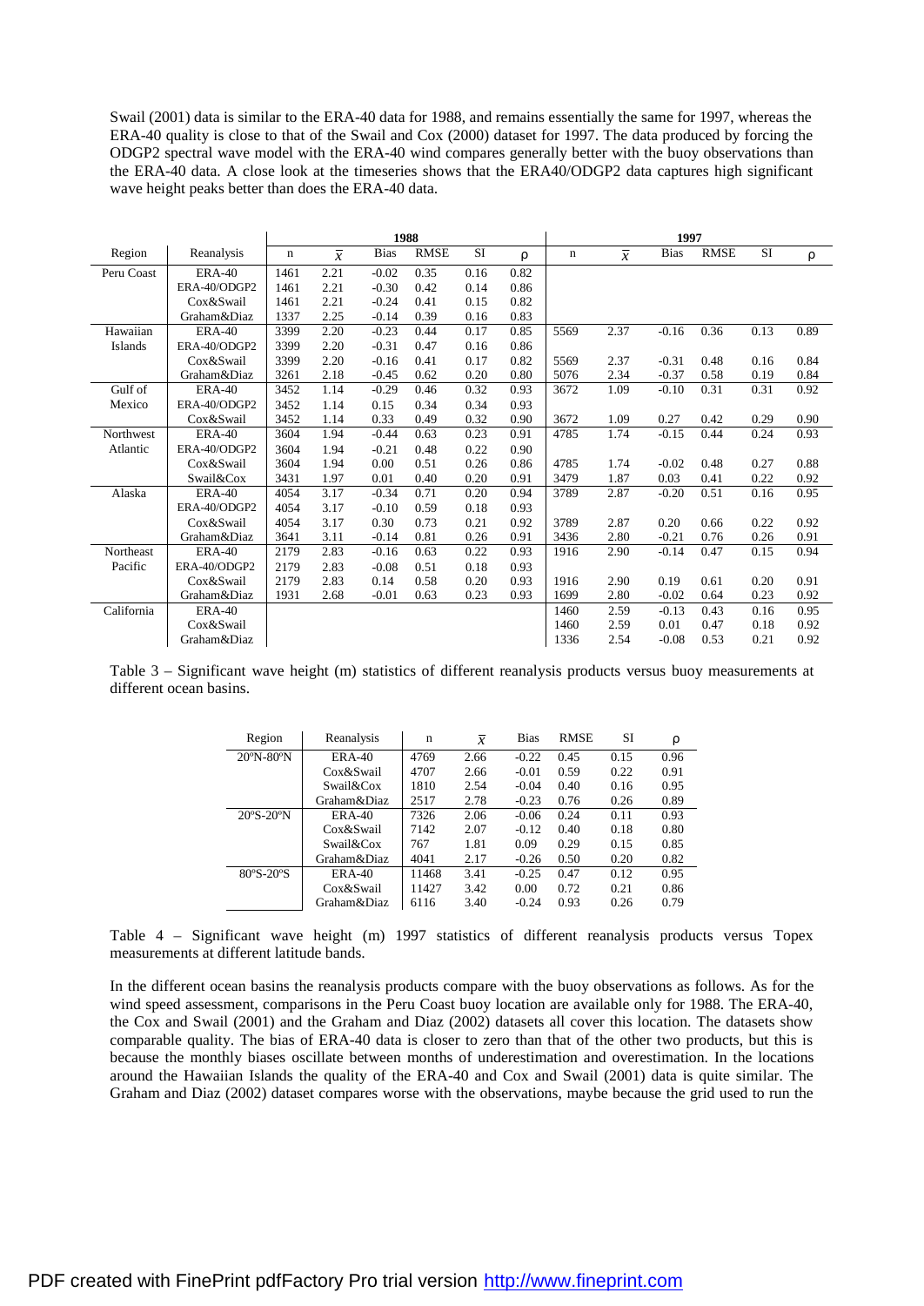Swail (2001) data is similar to the ERA-40 data for 1988, and remains essentially the same for 1997, whereas the ERA-40 quality is close to that of the Swail and Cox (2000) dataset for 1997. The data produced by forcing the ODGP2 spectral wave model with the ERA-40 wind compares generally better with the buoy observations than the ERA-40 data. A close look at the timeseries shows that the ERA40/ODGP2 data captures high significant wave height peaks better than does the ERA-40 data.

| | | 1988 | | | | | | 1997 | | | | | |
|---|---|---|---|---|---|---|---|---|---|---|---|---|---|
| Region | Reanalysis | n | $\bar{x}$ | Bias | RMSE | SI | ρ | n | $\bar{x}$ | Bias | RMSE | SI | ρ |
| Peru Coast | ERA-40 | 1461 | 2.21 | -0.02 | 0.35 | 0.16 | 0.82 | | | | | | |
| | ERA-40/ODGP2 | 1461 | 2.21 | -0.30 | 0.42 | 0.14 | 0.86 | | | | | | |
| | Cox&Swail | 1461 | 2.21 | -0.24 | 0.41 | 0.15 | 0.82 | | | | | | |
| | Graham&Diaz | 1337 | 2.25 | -0.14 | 0.39 | 0.16 | 0.83 | | | | | | |
| Hawaiian Islands | ERA-40 | 3399 | 2.20 | -0.23 | 0.44 | 0.17 | 0.85 | 5569 | 2.37 | -0.16 | 0.36 | 0.13 | 0.89 |
| | ERA-40/ODGP2 | 3399 | 2.20 | -0.31 | 0.47 | 0.16 | 0.86 | | | | | | |
| | Cox&Swail | 3399 | 2.20 | -0.16 | 0.41 | 0.17 | 0.82 | 5569 | 2.37 | -0.31 | 0.48 | 0.16 | 0.84 |
| | Graham&Diaz | 3261 | 2.18 | -0.45 | 0.62 | 0.20 | 0.80 | 5076 | 2.34 | -0.37 | 0.58 | 0.19 | 0.84 |
| Gulf of Mexico | ERA-40 | 3452 | 1.14 | -0.29 | 0.46 | 0.32 | 0.93 | 3672 | 1.09 | -0.10 | 0.31 | 0.31 | 0.92 |
| | ERA-40/ODGP2 | 3452 | 1.14 | 0.15 | 0.34 | 0.34 | 0.93 | | | | | | |
| | Cox&Swail | 3452 | 1.14 | 0.33 | 0.49 | 0.32 | 0.90 | 3672 | 1.09 | 0.27 | 0.42 | 0.29 | 0.90 |
| Northwest Atlantic | ERA-40 | 3604 | 1.94 | -0.44 | 0.63 | 0.23 | 0.91 | 4785 | 1.74 | -0.15 | 0.44 | 0.24 | 0.93 |
| | ERA-40/ODGP2 | 3604 | 1.94 | -0.21 | 0.48 | 0.22 | 0.90 | | | | | | |
| | Cox&Swail | 3604 | 1.94 | 0.00 | 0.51 | 0.26 | 0.86 | 4785 | 1.74 | -0.02 | 0.48 | 0.27 | 0.88 |
| | Swail&Cox | 3431 | 1.97 | 0.01 | 0.40 | 0.20 | 0.91 | 3479 | 1.87 | 0.03 | 0.41 | 0.22 | 0.92 |
| Alaska | ERA-40 | 4054 | 3.17 | -0.34 | 0.71 | 0.20 | 0.94 | 3789 | 2.87 | -0.20 | 0.51 | 0.16 | 0.95 |
| | ERA-40/ODGP2 | 4054 | 3.17 | -0.10 | 0.59 | 0.18 | 0.93 | | | | | | |
| | Cox&Swail | 4054 | 3.17 | 0.30 | 0.73 | 0.21 | 0.92 | 3789 | 2.87 | 0.20 | 0.66 | 0.22 | 0.92 |
| | Graham&Diaz | 3641 | 3.11 | -0.14 | 0.81 | 0.26 | 0.91 | 3436 | 2.80 | -0.21 | 0.76 | 0.26 | 0.91 |
| Northeast Pacific | ERA-40 | 2179 | 2.83 | -0.16 | 0.63 | 0.22 | 0.93 | 1916 | 2.90 | -0.14 | 0.47 | 0.15 | 0.94 |
| | ERA-40/ODGP2 | 2179 | 2.83 | -0.08 | 0.51 | 0.18 | 0.93 | | | | | | |
| | Cox&Swail | 2179 | 2.83 | 0.14 | 0.58 | 0.20 | 0.93 | 1916 | 2.90 | 0.19 | 0.61 | 0.20 | 0.91 |
| | Graham&Diaz | 1931 | 2.68 | -0.01 | 0.63 | 0.23 | 0.93 | 1699 | 2.80 | -0.02 | 0.64 | 0.23 | 0.92 |
| California | ERA-40 | | | | | | | 1460 | 2.59 | -0.13 | 0.43 | 0.16 | 0.95 |
| | Cox&Swail | | | | | | | 1460 | 2.59 | 0.01 | 0.47 | 0.18 | 0.92 |
| | Graham&Diaz | | | | | | | 1336 | 2.54 | -0.08 | 0.53 | 0.21 | 0.92 |

Table 3 – Significant wave height (m) statistics of different reanalysis products versus buoy measurements at different ocean basins.

| Region | Reanalysis | n | $\bar{x}$ | Bias | RMSE | SI | ρ |
|---|---|---|---|---|---|---|---|
| 20ºN-80ºN | ERA-40 | 4769 | 2.66 | -0.22 | 0.45 | 0.15 | 0.96 |
| | Cox&Swail | 4707 | 2.66 | -0.01 | 0.59 | 0.22 | 0.91 |
| | Swail&Cox | 1810 | 2.54 | -0.04 | 0.40 | 0.16 | 0.95 |
| | Graham&Diaz | 2517 | 2.78 | -0.23 | 0.76 | 0.26 | 0.89 |
| 20ºS-20ºN | ERA-40 | 7326 | 2.06 | -0.06 | 0.24 | 0.11 | 0.93 |
| | Cox&Swail | 7142 | 2.07 | -0.12 | 0.40 | 0.18 | 0.80 |
| | Swail&Cox | 767 | 1.81 | 0.09 | 0.29 | 0.15 | 0.85 |
| | Graham&Diaz | 4041 | 2.17 | -0.26 | 0.50 | 0.20 | 0.82 |
| 80ºS-20ºS | ERA-40 | 11468 | 3.41 | -0.25 | 0.47 | 0.12 | 0.95 |
| | Cox&Swail | 11427 | 3.42 | 0.00 | 0.72 | 0.21 | 0.86 |
| | Graham&Diaz | 6116 | 3.40 | -0.24 | 0.93 | 0.26 | 0.79 |

Table 4 – Significant wave height (m) 1997 statistics of different reanalysis products versus Topex measurements at different latitude bands.

In the different ocean basins the reanalysis products compare with the buoy observations as follows. As for the wind speed assessment, comparisons in the Peru Coast buoy location are available only for 1988. The ERA-40, the Cox and Swail (2001) and the Graham and Diaz (2002) datasets all cover this location. The datasets show comparable quality. The bias of ERA-40 data is closer to zero than that of the other two products, but this is because the monthly biases oscillate between months of underestimation and overestimation. In the locations around the Hawaiian Islands the quality of the ERA-40 and Cox and Swail (2001) data is quite similar. The Graham and Diaz (2002) dataset compares worse with the observations, maybe because the grid used to run the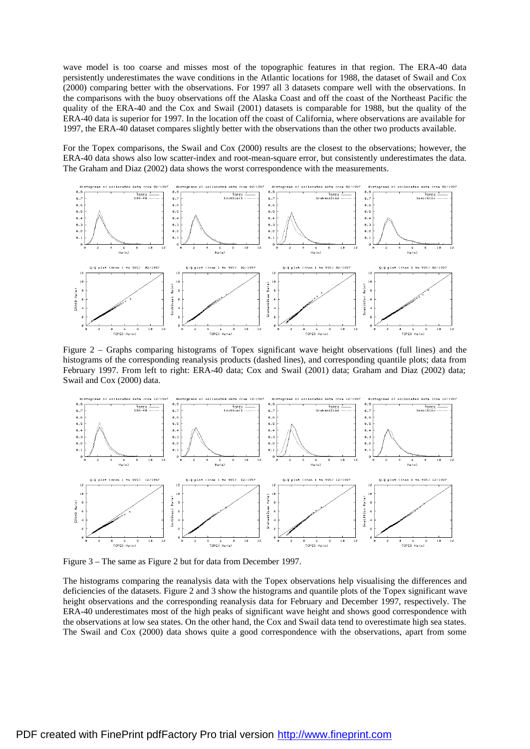wave model is too coarse and misses most of the topographic features in that region. The ERA-40 data persistently underestimates the wave conditions in the Atlantic locations for 1988, the dataset of Swail and Cox (2000) comparing better with the observations. For 1997 all 3 datasets compare well with the observations. In the comparisons with the buoy observations off the Alaska Coast and off the coast of the Northeast Pacific the quality of the ERA-40 and the Cox and Swail (2001) datasets is comparable for 1988, but the quality of the ERA-40 data is superior for 1997. In the location off the coast of California, where observations are available for 1997, the ERA-40 dataset compares slightly better with the observations than the other two products available.

For the Topex comparisons, the Swail and Cox (2000) results are the closest to the observations; however, the ERA-40 data shows also low scatter-index and root-mean-square error, but consistently underestimates the data. The Graham and Diaz (2002) data shows the worst correspondence with the measurements.

Figure 2 – Graphs comparing histograms of Topex significant wave height observations (full lines) and the histograms of the corresponding reanalysis products (dashed lines), and corresponding quantile plots; data from February 1997. From left to right: ERA-40 data; Cox and Swail (2001) data; Graham and Diaz (2002) data; Swail and Cox (2000) data.

Figure 3 – The same as Figure 2 but for data from December 1997.

The histograms comparing the reanalysis data with the Topex observations help visualising the differences and deficiencies of the datasets. Figure 2 and 3 show the histograms and quantile plots of the Topex significant wave height observations and the corresponding reanalysis data for February and December 1997, respectively. The ERA-40 underestimates most of the high peaks of significant wave height and shows good correspondence with the observations at low sea states. On the other hand, the Cox and Swail data tend to overestimate high sea states. The Swail and Cox (2000) data shows quite a good correspondence with the observations, apart from some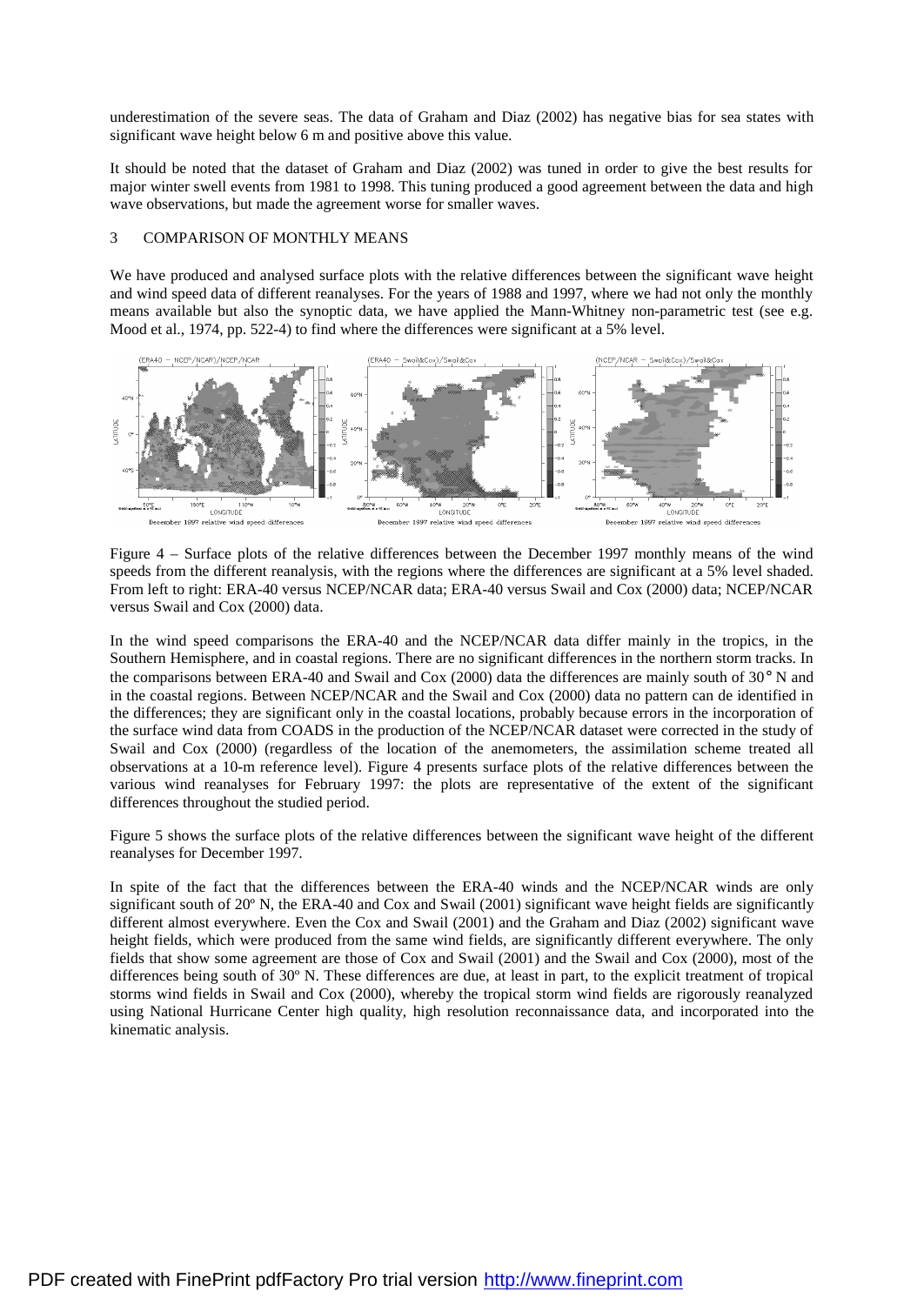underestimation of the severe seas. The data of Graham and Diaz (2002) has negative bias for sea states with significant wave height below 6 m and positive above this value.

It should be noted that the dataset of Graham and Diaz (2002) was tuned in order to give the best results for major winter swell events from 1981 to 1998. This tuning produced a good agreement between the data and high wave observations, but made the agreement worse for smaller waves.

## 3 COMPARISON OF MONTHLY MEANS

We have produced and analysed surface plots with the relative differences between the significant wave height and wind speed data of different reanalyses. For the years of 1988 and 1997, where we had not only the monthly means available but also the synoptic data, we have applied the Mann-Whitney non-parametric test (see e.g. Mood et al., 1974, pp. 522-4) to find where the differences were significant at a 5% level.

Figure 4 – Surface plots of the relative differences between the December 1997 monthly means of the wind speeds from the different reanalysis, with the regions where the differences are significant at a 5% level shaded. From left to right: ERA-40 versus NCEP/NCAR data; ERA-40 versus Swail and Cox (2000) data; NCEP/NCAR versus Swail and Cox (2000) data.

In the wind speed comparisons the ERA-40 and the NCEP/NCAR data differ mainly in the tropics, in the Southern Hemisphere, and in coastal regions. There are no significant differences in the northern storm tracks. In the comparisons between ERA-40 and Swail and Cox (2000) data the differences are mainly south of 30° N and in the coastal regions. Between NCEP/NCAR and the Swail and Cox (2000) data no pattern can de identified in the differences; they are significant only in the coastal locations, probably because errors in the incorporation of the surface wind data from COADS in the production of the NCEP/NCAR dataset were corrected in the study of Swail and Cox (2000) (regardless of the location of the anemometers, the assimilation scheme treated all observations at a 10-m reference level). Figure 4 presents surface plots of the relative differences between the various wind reanalyses for February 1997: the plots are representative of the extent of the significant differences throughout the studied period.

Figure 5 shows the surface plots of the relative differences between the significant wave height of the different reanalyses for December 1997.

In spite of the fact that the differences between the ERA-40 winds and the NCEP/NCAR winds are only significant south of 20º N, the ERA-40 and Cox and Swail (2001) significant wave height fields are significantly different almost everywhere. Even the Cox and Swail (2001) and the Graham and Diaz (2002) significant wave height fields, which were produced from the same wind fields, are significantly different everywhere. The only fields that show some agreement are those of Cox and Swail (2001) and the Swail and Cox (2000), most of the differences being south of 30º N. These differences are due, at least in part, to the explicit treatment of tropical storms wind fields in Swail and Cox (2000), whereby the tropical storm wind fields are rigorously reanalyzed using National Hurricane Center high quality, high resolution reconnaissance data, and incorporated into the kinematic analysis.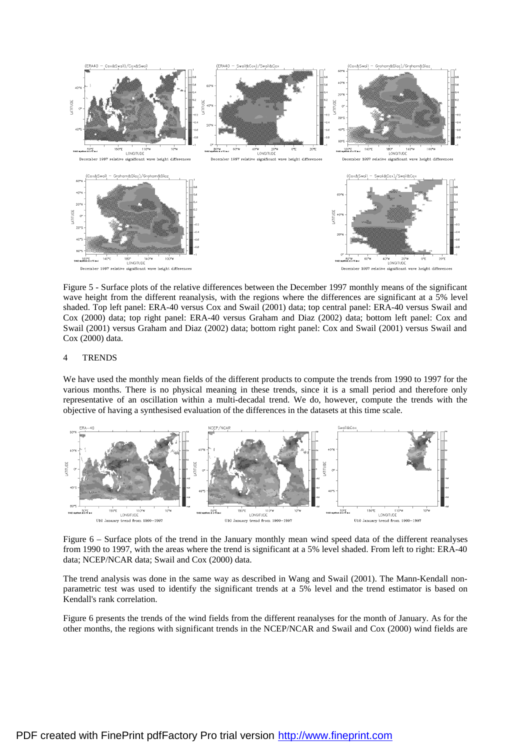Figure 5 - Surface plots of the relative differences between the December 1997 monthly means of the significant wave height from the different reanalysis, with the regions where the differences are significant at a 5% level shaded. Top left panel: ERA-40 versus Cox and Swail (2001) data; top central panel: ERA-40 versus Swail and Cox (2000) data; top right panel: ERA-40 versus Graham and Diaz (2002) data; bottom left panel: Cox and Swail (2001) versus Graham and Diaz (2002) data; bottom right panel: Cox and Swail (2001) versus Swail and Cox (2000) data.

## 4 TRENDS

We have used the monthly mean fields of the different products to compute the trends from 1990 to 1997 for the various months. There is no physical meaning in these trends, since it is a small period and therefore only representative of an oscillation within a multi-decadal trend. We do, however, compute the trends with the objective of having a synthesised evaluation of the differences in the datasets at this time scale.

Figure 6 – Surface plots of the trend in the January monthly mean wind speed data of the different reanalyses from 1990 to 1997, with the areas where the trend is significant at a 5% level shaded. From left to right: ERA-40 data; NCEP/NCAR data; Swail and Cox (2000) data.

The trend analysis was done in the same way as described in Wang and Swail (2001). The Mann-Kendall non-parametric test was used to identify the significant trends at a 5% level and the trend estimator is based on Kendall's rank correlation.

Figure 6 presents the trends of the wind fields from the different reanalyses for the month of January. As for the other months, the regions with significant trends in the NCEP/NCAR and Swail and Cox (2000) wind fields are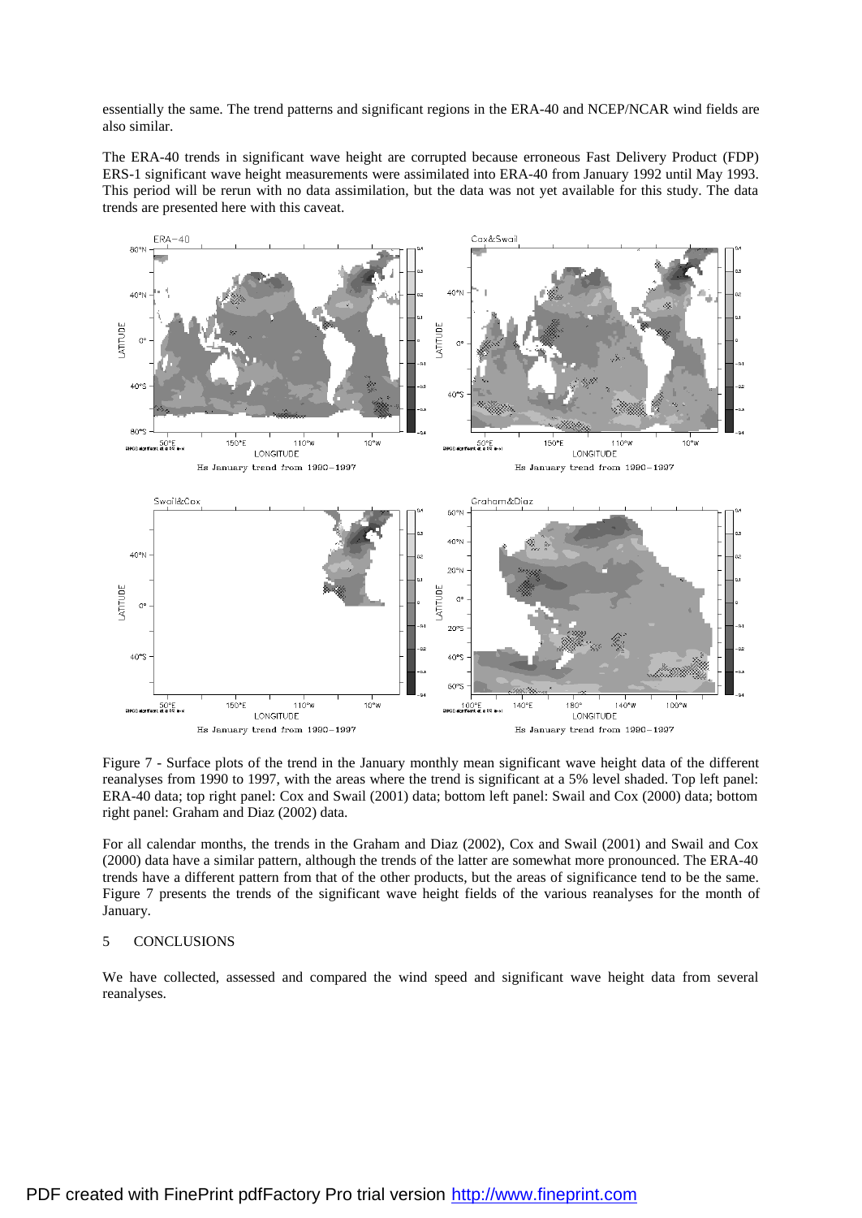essentially the same. The trend patterns and significant regions in the ERA-40 and NCEP/NCAR wind fields are also similar.

The ERA-40 trends in significant wave height are corrupted because erroneous Fast Delivery Product (FDP) ERS-1 significant wave height measurements were assimilated into ERA-40 from January 1992 until May 1993. This period will be rerun with no data assimilation, but the data was not yet available for this study. The data trends are presented here with this caveat.

Figure 7 - Surface plots of the trend in the January monthly mean significant wave height data of the different reanalyses from 1990 to 1997, with the areas where the trend is significant at a 5% level shaded. Top left panel: ERA-40 data; top right panel: Cox and Swail (2001) data; bottom left panel: Swail and Cox (2000) data; bottom right panel: Graham and Diaz (2002) data.

For all calendar months, the trends in the Graham and Diaz (2002), Cox and Swail (2001) and Swail and Cox (2000) data have a similar pattern, although the trends of the latter are somewhat more pronounced. The ERA-40 trends have a different pattern from that of the other products, but the areas of significance tend to be the same. Figure 7 presents the trends of the significant wave height fields of the various reanalyses for the month of January.

## 5 CONCLUSIONS

We have collected, assessed and compared the wind speed and significant wave height data from several reanalyses.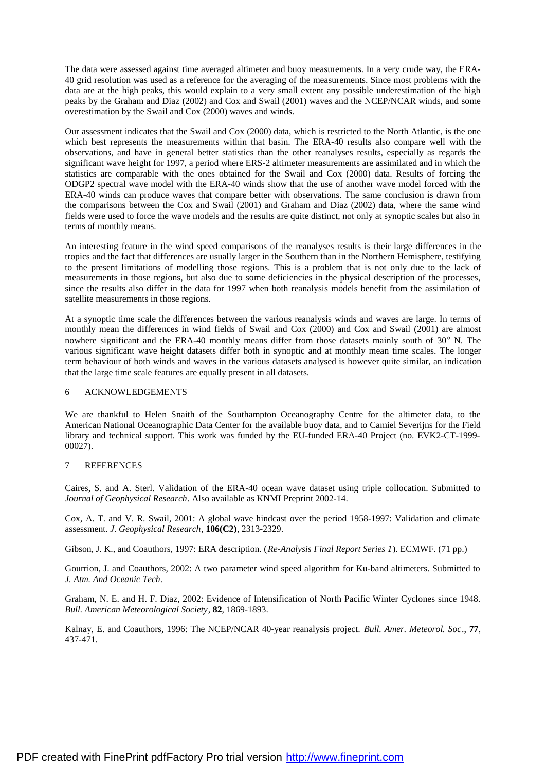The data were assessed against time averaged altimeter and buoy measurements. In a very crude way, the ERA-40 grid resolution was used as a reference for the averaging of the measurements. Since most problems with the data are at the high peaks, this would explain to a very small extent any possible underestimation of the high peaks by the Graham and Diaz (2002) and Cox and Swail (2001) waves and the NCEP/NCAR winds, and some overestimation by the Swail and Cox (2000) waves and winds.

Our assessment indicates that the Swail and Cox (2000) data, which is restricted to the North Atlantic, is the one which best represents the measurements within that basin. The ERA-40 results also compare well with the observations, and have in general better statistics than the other reanalyses results, especially as regards the significant wave height for 1997, a period where ERS-2 altimeter measurements are assimilated and in which the statistics are comparable with the ones obtained for the Swail and Cox (2000) data. Results of forcing the ODGP2 spectral wave model with the ERA-40 winds show that the use of another wave model forced with the ERA-40 winds can produce waves that compare better with observations. The same conclusion is drawn from the comparisons between the Cox and Swail (2001) and Graham and Diaz (2002) data, where the same wind fields were used to force the wave models and the results are quite distinct, not only at synoptic scales but also in terms of monthly means.

An interesting feature in the wind speed comparisons of the reanalyses results is their large differences in the tropics and the fact that differences are usually larger in the Southern than in the Northern Hemisphere, testifying to the present limitations of modelling those regions. This is a problem that is not only due to the lack of measurements in those regions, but also due to some deficiencies in the physical description of the processes, since the results also differ in the data for 1997 when both reanalysis models benefit from the assimilation of satellite measurements in those regions.

At a synoptic time scale the differences between the various reanalysis winds and waves are large. In terms of monthly mean the differences in wind fields of Swail and Cox (2000) and Cox and Swail (2001) are almost nowhere significant and the ERA-40 monthly means differ from those datasets mainly south of 30° N. The various significant wave height datasets differ both in synoptic and at monthly mean time scales. The longer term behaviour of both winds and waves in the various datasets analysed is however quite similar, an indication that the large time scale features are equally present in all datasets.

## 6 ACKNOWLEDGEMENTS

We are thankful to Helen Snaith of the Southampton Oceanography Centre for the altimeter data, to the American National Oceanographic Data Center for the available buoy data, and to Camiel Severijns for the Field library and technical support. This work was funded by the EU-funded ERA-40 Project (no. EVK2-CT-1999-00027).

## 7 REFERENCES

Caires, S. and A. Sterl. Validation of the ERA-40 ocean wave dataset using triple collocation. Submitted to *Journal of Geophysical Research*. Also available as KNMI Preprint 2002-14.

Cox, A. T. and V. R. Swail, 2001: A global wave hindcast over the period 1958-1997: Validation and climate assessment. *J. Geophysical Research*, **106(C2)**, 2313-2329.

Gibson, J. K., and Coauthors, 1997: ERA description. (*Re-Analysis Final Report Series 1*). ECMWF. (71 pp.)

Gourrion, J. and Coauthors, 2002: A two parameter wind speed algorithm for Ku-band altimeters. Submitted to *J. Atm. And Oceanic Tech*.

Graham, N. E. and H. F. Diaz, 2002: Evidence of Intensification of North Pacific Winter Cyclones since 1948. *Bull. American Meteorological Society*, **82**, 1869-1893.

Kalnay, E. and Coauthors, 1996: The NCEP/NCAR 40-year reanalysis project. *Bull. Amer. Meteorol. Soc*., **77**, 437-471.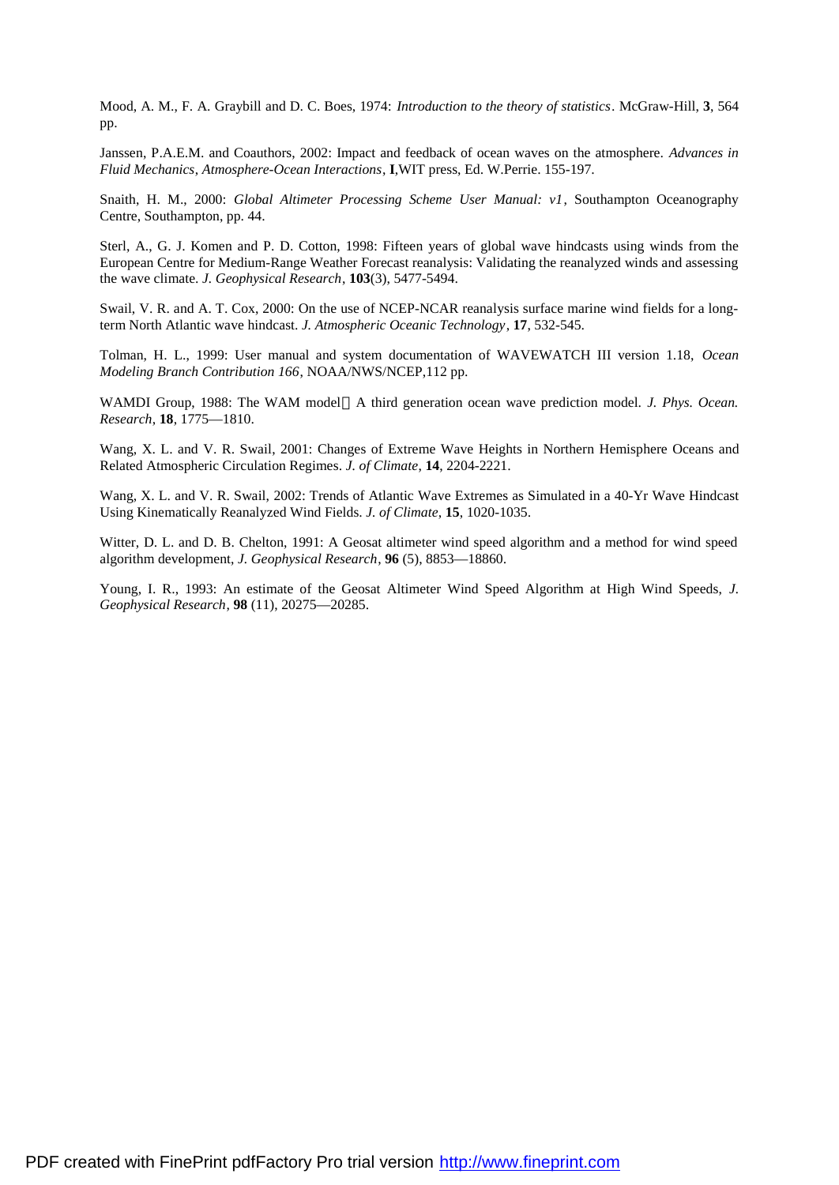Mood, A. M., F. A. Graybill and D. C. Boes, 1974: *Introduction to the theory of statistics*. McGraw-Hill, **3**, 564 pp.

Janssen, P.A.E.M. and Coauthors, 2002: Impact and feedback of ocean waves on the atmosphere. *Advances in Fluid Mechanics*, *Atmosphere-Ocean Interactions*, **I**,WIT press, Ed. W.Perrie. 155-197.

Snaith, H. M., 2000: *Global Altimeter Processing Scheme User Manual: v1*, Southampton Oceanography Centre, Southampton, pp. 44.

Sterl, A., G. J. Komen and P. D. Cotton, 1998: Fifteen years of global wave hindcasts using winds from the European Centre for Medium-Range Weather Forecast reanalysis: Validating the reanalyzed winds and assessing the wave climate. *J. Geophysical Research*, **103**(3), 5477-5494.

Swail, V. R. and A. T. Cox, 2000: On the use of NCEP-NCAR reanalysis surface marine wind fields for a long-term North Atlantic wave hindcast. *J. Atmospheric Oceanic Technology*, **17**, 532-545.

Tolman, H. L., 1999: User manual and system documentation of WAVEWATCH III version 1.18, *Ocean Modeling Branch Contribution 166*, NOAA/NWS/NCEP,112 pp.

WAMDI Group, 1988: The WAM model A third generation ocean wave prediction model. *J. Phys. Ocean. Research*, **18**, 1775—1810.

Wang, X. L. and V. R. Swail, 2001: Changes of Extreme Wave Heights in Northern Hemisphere Oceans and Related Atmospheric Circulation Regimes. *J. of Climate*, **14**, 2204-2221.

Wang, X. L. and V. R. Swail, 2002: Trends of Atlantic Wave Extremes as Simulated in a 40-Yr Wave Hindcast Using Kinematically Reanalyzed Wind Fields. *J. of Climate*, **15**, 1020-1035.

Witter, D. L. and D. B. Chelton, 1991: A Geosat altimeter wind speed algorithm and a method for wind speed algorithm development, *J. Geophysical Research*, **96** (5), 8853—18860.

Young, I. R., 1993: An estimate of the Geosat Altimeter Wind Speed Algorithm at High Wind Speeds, *J. Geophysical Research*, **98** (11), 20275—20285.